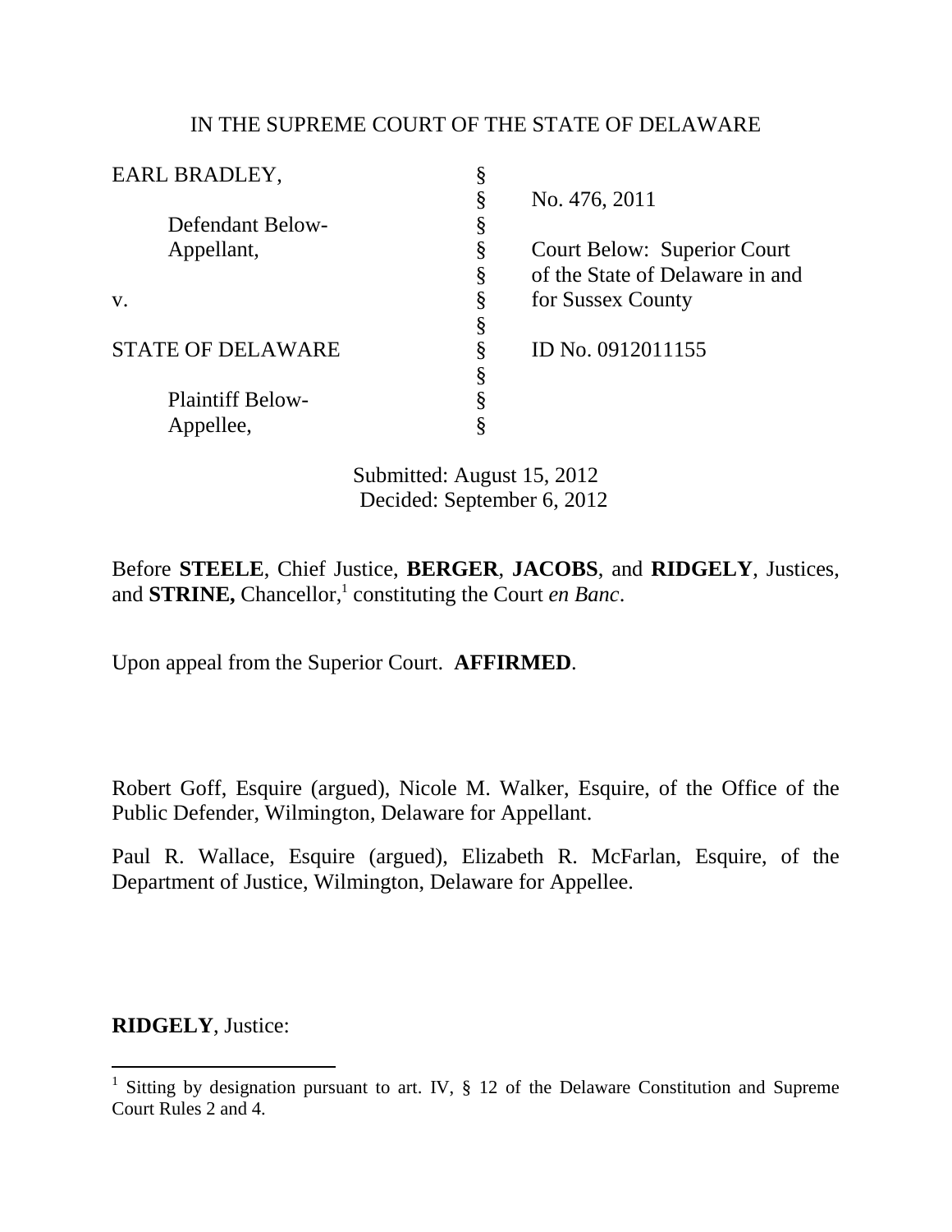IN THE SUPREME COURT OF THE STATE OF DELAWARE

| | | |
|---|---|---|
| EARL BRADLEY, | § | |
| | § | No. 476, 2011 |
| Defendant Below- | § | |
| Appellant, | § | Court Below: Superior Court |
| | § | of the State of Delaware in and |
| v. | § | for Sussex County |
| | § | |
| STATE OF DELAWARE | § | ID No. 0912011155 |
| | § | |
| Plaintiff Below- | § | |
| Appellee, | § | |

Submitted: August 15, 2012
Decided: September 6, 2012

Before **STEELE**, Chief Justice, **BERGER**, **JACOBS**, and **RIDGELY**, Justices, and **STRINE,** Chancellor,[1] constituting the Court *en Banc*.

Upon appeal from the Superior Court. **AFFIRMED**.

Robert Goff, Esquire (argued), Nicole M. Walker, Esquire, of the Office of the Public Defender, Wilmington, Delaware for Appellant.

Paul R. Wallace, Esquire (argued), Elizabeth R. McFarlan, Esquire, of the Department of Justice, Wilmington, Delaware for Appellee.

**RIDGELY**, Justice:

[1] Sitting by designation pursuant to art. IV, § 12 of the Delaware Constitution and Supreme Court Rules 2 and 4.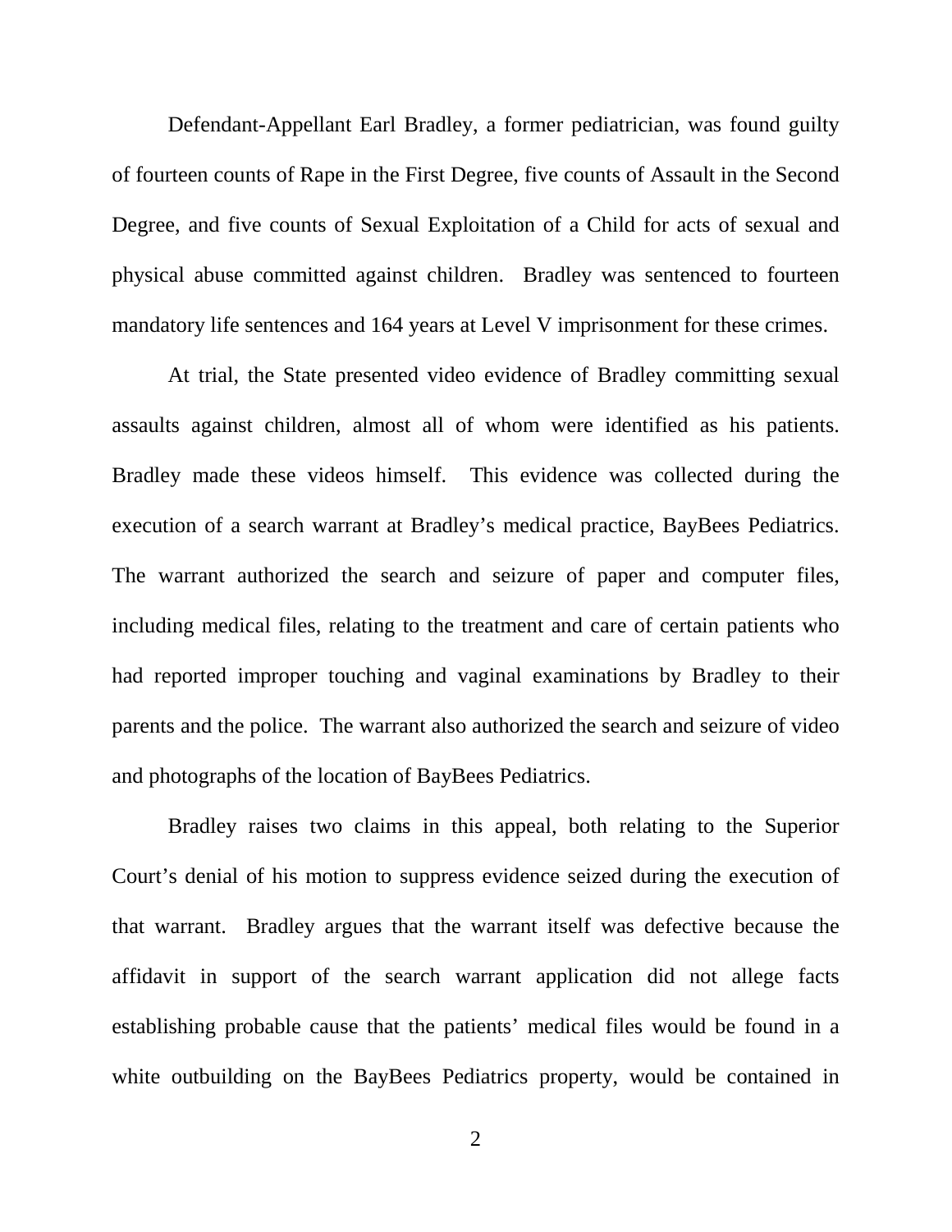Defendant-Appellant Earl Bradley, a former pediatrician, was found guilty of fourteen counts of Rape in the First Degree, five counts of Assault in the Second Degree, and five counts of Sexual Exploitation of a Child for acts of sexual and physical abuse committed against children. Bradley was sentenced to fourteen mandatory life sentences and 164 years at Level V imprisonment for these crimes.

At trial, the State presented video evidence of Bradley committing sexual assaults against children, almost all of whom were identified as his patients. Bradley made these videos himself. This evidence was collected during the execution of a search warrant at Bradley's medical practice, BayBees Pediatrics. The warrant authorized the search and seizure of paper and computer files, including medical files, relating to the treatment and care of certain patients who had reported improper touching and vaginal examinations by Bradley to their parents and the police. The warrant also authorized the search and seizure of video and photographs of the location of BayBees Pediatrics.

Bradley raises two claims in this appeal, both relating to the Superior Court's denial of his motion to suppress evidence seized during the execution of that warrant. Bradley argues that the warrant itself was defective because the affidavit in support of the search warrant application did not allege facts establishing probable cause that the patients' medical files would be found in a white outbuilding on the BayBees Pediatrics property, would be contained in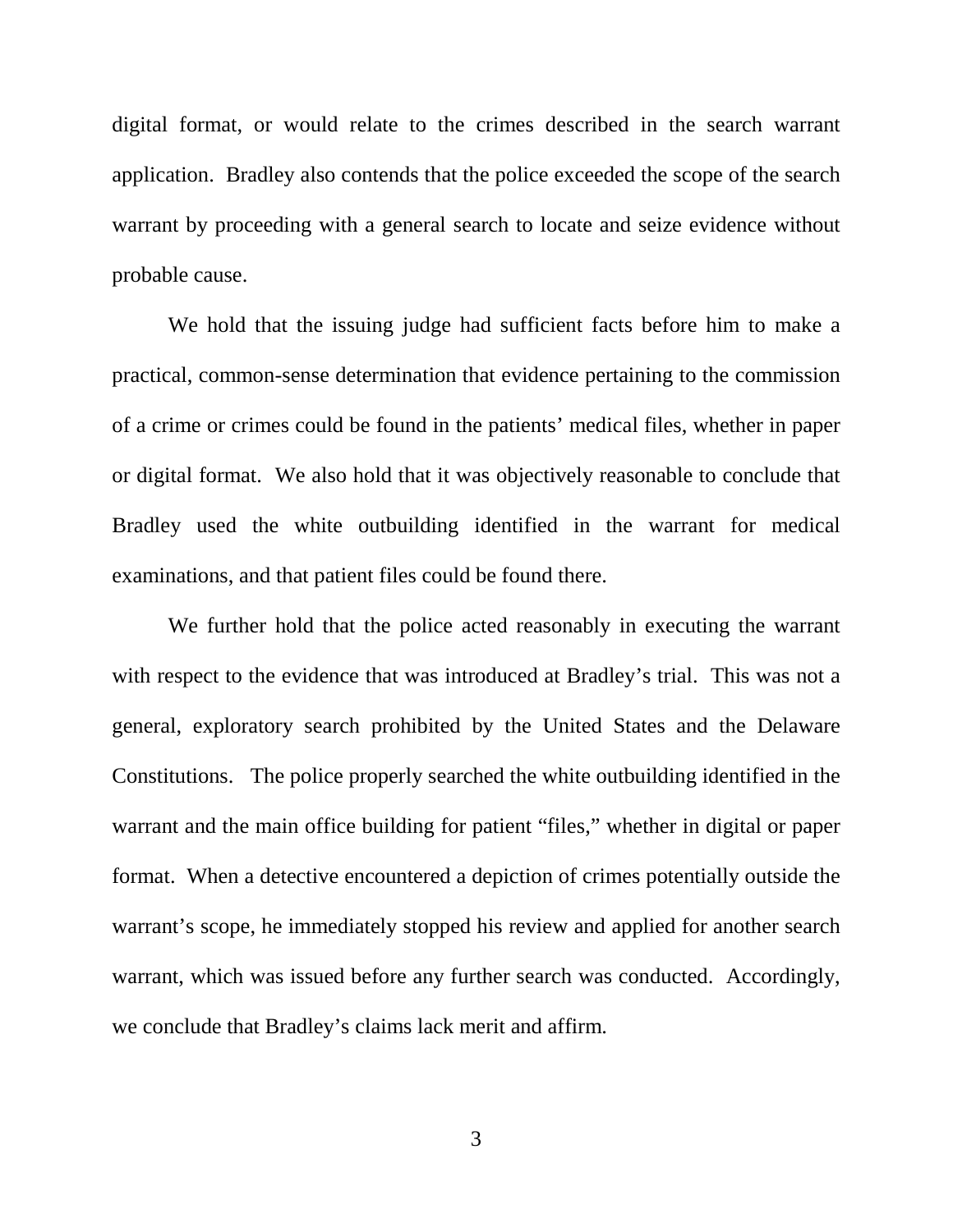digital format, or would relate to the crimes described in the search warrant application. Bradley also contends that the police exceeded the scope of the search warrant by proceeding with a general search to locate and seize evidence without probable cause.

We hold that the issuing judge had sufficient facts before him to make a practical, common-sense determination that evidence pertaining to the commission of a crime or crimes could be found in the patients' medical files, whether in paper or digital format. We also hold that it was objectively reasonable to conclude that Bradley used the white outbuilding identified in the warrant for medical examinations, and that patient files could be found there.

We further hold that the police acted reasonably in executing the warrant with respect to the evidence that was introduced at Bradley's trial. This was not a general, exploratory search prohibited by the United States and the Delaware Constitutions. The police properly searched the white outbuilding identified in the warrant and the main office building for patient "files," whether in digital or paper format. When a detective encountered a depiction of crimes potentially outside the warrant's scope, he immediately stopped his review and applied for another search warrant, which was issued before any further search was conducted. Accordingly, we conclude that Bradley's claims lack merit and affirm.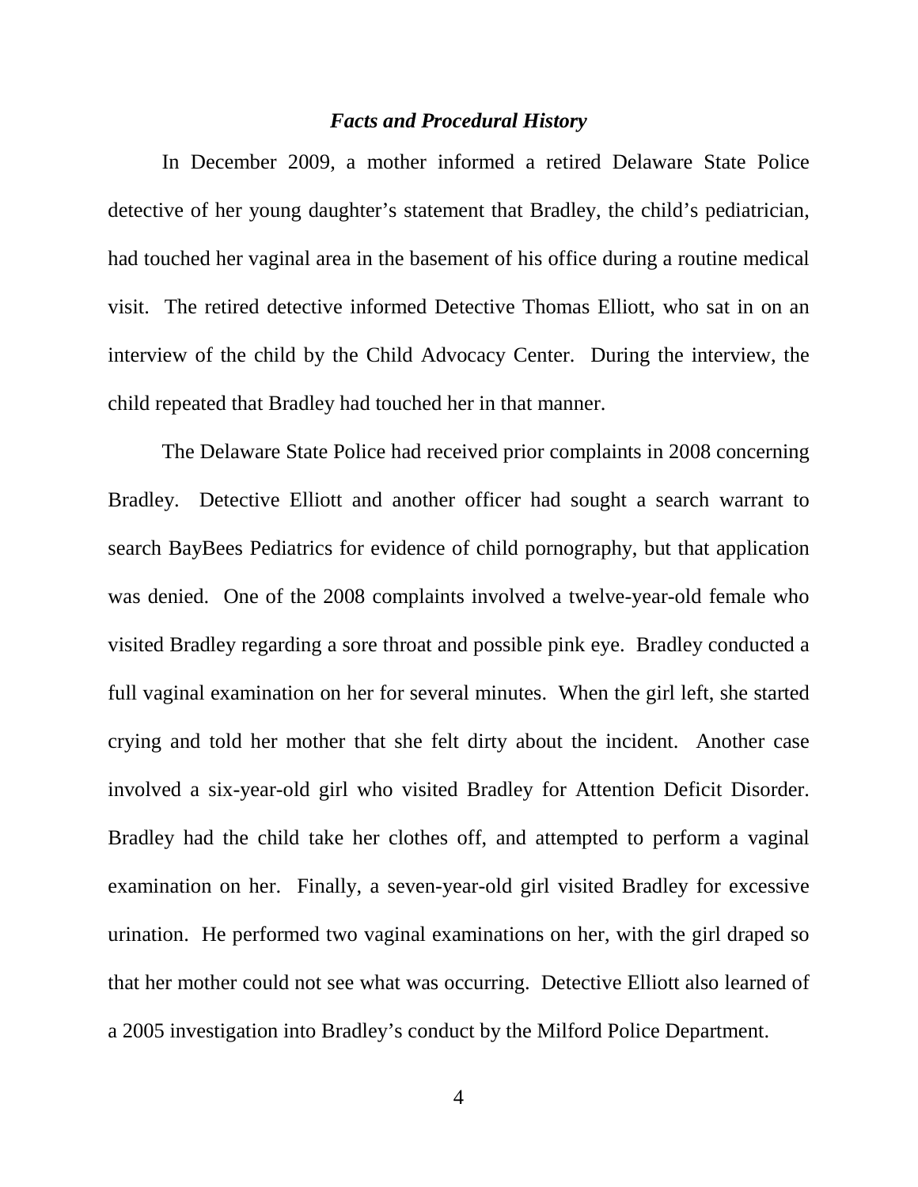### *Facts and Procedural History*

In December 2009, a mother informed a retired Delaware State Police detective of her young daughter's statement that Bradley, the child's pediatrician, had touched her vaginal area in the basement of his office during a routine medical visit. The retired detective informed Detective Thomas Elliott, who sat in on an interview of the child by the Child Advocacy Center. During the interview, the child repeated that Bradley had touched her in that manner.

The Delaware State Police had received prior complaints in 2008 concerning Bradley. Detective Elliott and another officer had sought a search warrant to search BayBees Pediatrics for evidence of child pornography, but that application was denied. One of the 2008 complaints involved a twelve-year-old female who visited Bradley regarding a sore throat and possible pink eye. Bradley conducted a full vaginal examination on her for several minutes. When the girl left, she started crying and told her mother that she felt dirty about the incident. Another case involved a six-year-old girl who visited Bradley for Attention Deficit Disorder. Bradley had the child take her clothes off, and attempted to perform a vaginal examination on her. Finally, a seven-year-old girl visited Bradley for excessive urination. He performed two vaginal examinations on her, with the girl draped so that her mother could not see what was occurring. Detective Elliott also learned of a 2005 investigation into Bradley's conduct by the Milford Police Department.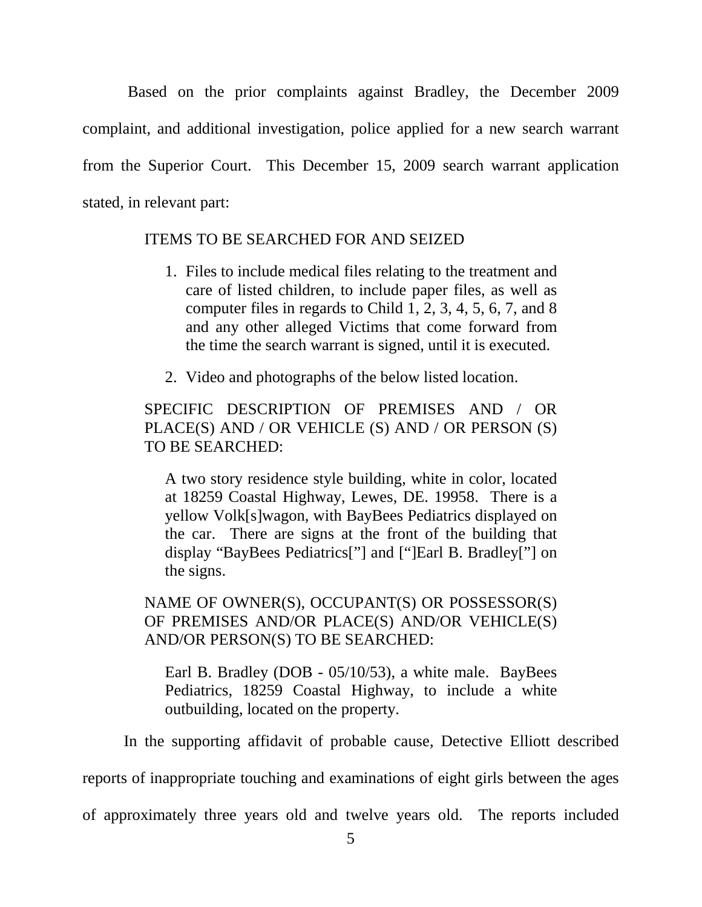Based on the prior complaints against Bradley, the December 2009 complaint, and additional investigation, police applied for a new search warrant from the Superior Court. This December 15, 2009 search warrant application stated, in relevant part:

> ITEMS TO BE SEARCHED FOR AND SEIZED
>
> 1. Files to include medical files relating to the treatment and care of listed children, to include paper files, as well as computer files in regards to Child 1, 2, 3, 4, 5, 6, 7, and 8 and any other alleged Victims that come forward from the time the search warrant is signed, until it is executed.
>
> 2. Video and photographs of the below listed location.
>
> SPECIFIC DESCRIPTION OF PREMISES AND / OR PLACE(S) AND / OR VEHICLE (S) AND / OR PERSON (S) TO BE SEARCHED:
>
> A two story residence style building, white in color, located at 18259 Coastal Highway, Lewes, DE. 19958. There is a yellow Volk[s]wagon, with BayBees Pediatrics displayed on the car. There are signs at the front of the building that display "BayBees Pediatrics["] and ["]Earl B. Bradley["] on the signs.
>
> NAME OF OWNER(S), OCCUPANT(S) OR POSSESSOR(S) OF PREMISES AND/OR PLACE(S) AND/OR VEHICLE(S) AND/OR PERSON(S) TO BE SEARCHED:
>
> Earl B. Bradley (DOB - 05/10/53), a white male. BayBees Pediatrics, 18259 Coastal Highway, to include a white outbuilding, located on the property.

In the supporting affidavit of probable cause, Detective Elliott described reports of inappropriate touching and examinations of eight girls between the ages of approximately three years old and twelve years old. The reports included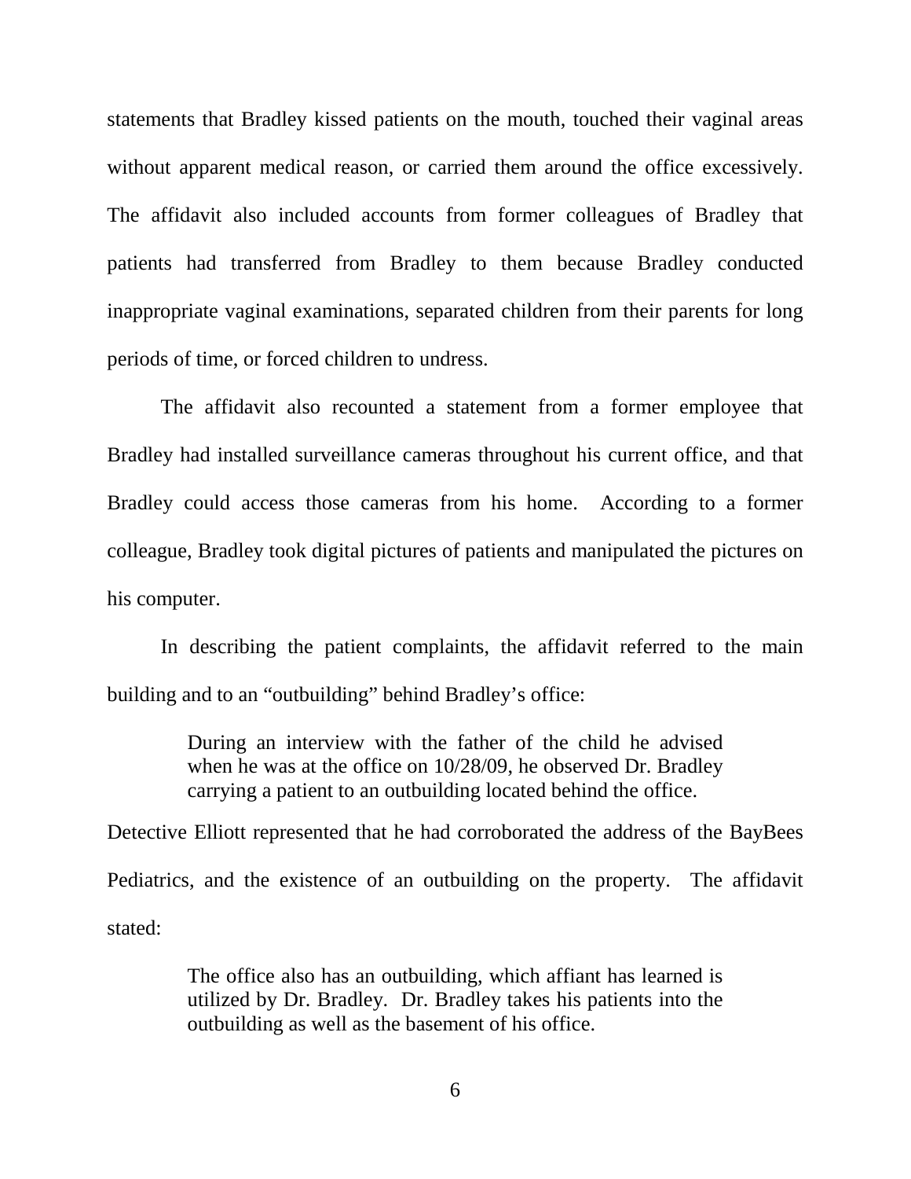statements that Bradley kissed patients on the mouth, touched their vaginal areas without apparent medical reason, or carried them around the office excessively. The affidavit also included accounts from former colleagues of Bradley that patients had transferred from Bradley to them because Bradley conducted inappropriate vaginal examinations, separated children from their parents for long periods of time, or forced children to undress.

The affidavit also recounted a statement from a former employee that Bradley had installed surveillance cameras throughout his current office, and that Bradley could access those cameras from his home. According to a former colleague, Bradley took digital pictures of patients and manipulated the pictures on his computer.

In describing the patient complaints, the affidavit referred to the main building and to an "outbuilding" behind Bradley's office:

> During an interview with the father of the child he advised when he was at the office on 10/28/09, he observed Dr. Bradley carrying a patient to an outbuilding located behind the office.

Detective Elliott represented that he had corroborated the address of the BayBees Pediatrics, and the existence of an outbuilding on the property. The affidavit stated:

> The office also has an outbuilding, which affiant has learned is utilized by Dr. Bradley. Dr. Bradley takes his patients into the outbuilding as well as the basement of his office.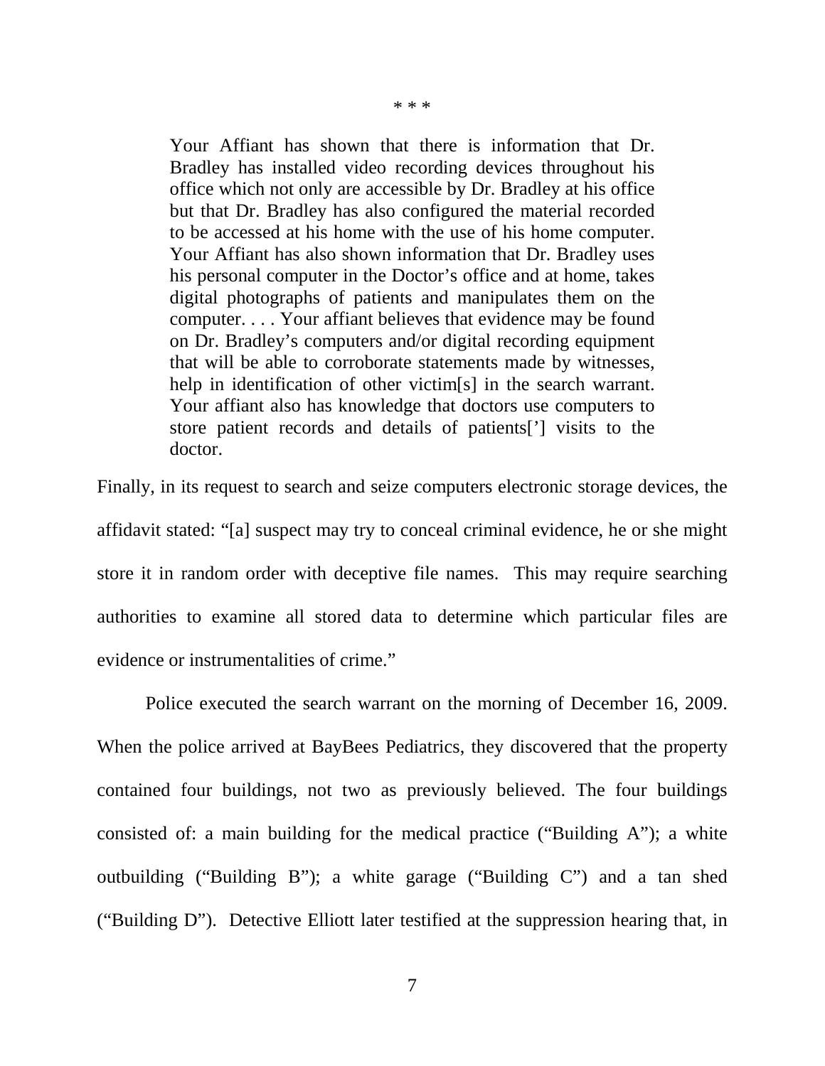\* \* \*

> Your Affiant has shown that there is information that Dr. Bradley has installed video recording devices throughout his office which not only are accessible by Dr. Bradley at his office but that Dr. Bradley has also configured the material recorded to be accessed at his home with the use of his home computer. Your Affiant has also shown information that Dr. Bradley uses his personal computer in the Doctor's office and at home, takes digital photographs of patients and manipulates them on the computer. . . . Your affiant believes that evidence may be found on Dr. Bradley's computers and/or digital recording equipment that will be able to corroborate statements made by witnesses, help in identification of other victim[s] in the search warrant. Your affiant also has knowledge that doctors use computers to store patient records and details of patients['] visits to the doctor.

Finally, in its request to search and seize computers electronic storage devices, the affidavit stated: "[a] suspect may try to conceal criminal evidence, he or she might store it in random order with deceptive file names. This may require searching authorities to examine all stored data to determine which particular files are evidence or instrumentalities of crime."

Police executed the search warrant on the morning of December 16, 2009. When the police arrived at BayBees Pediatrics, they discovered that the property contained four buildings, not two as previously believed. The four buildings consisted of: a main building for the medical practice ("Building A"); a white outbuilding ("Building B"); a white garage ("Building C") and a tan shed ("Building D"). Detective Elliott later testified at the suppression hearing that, in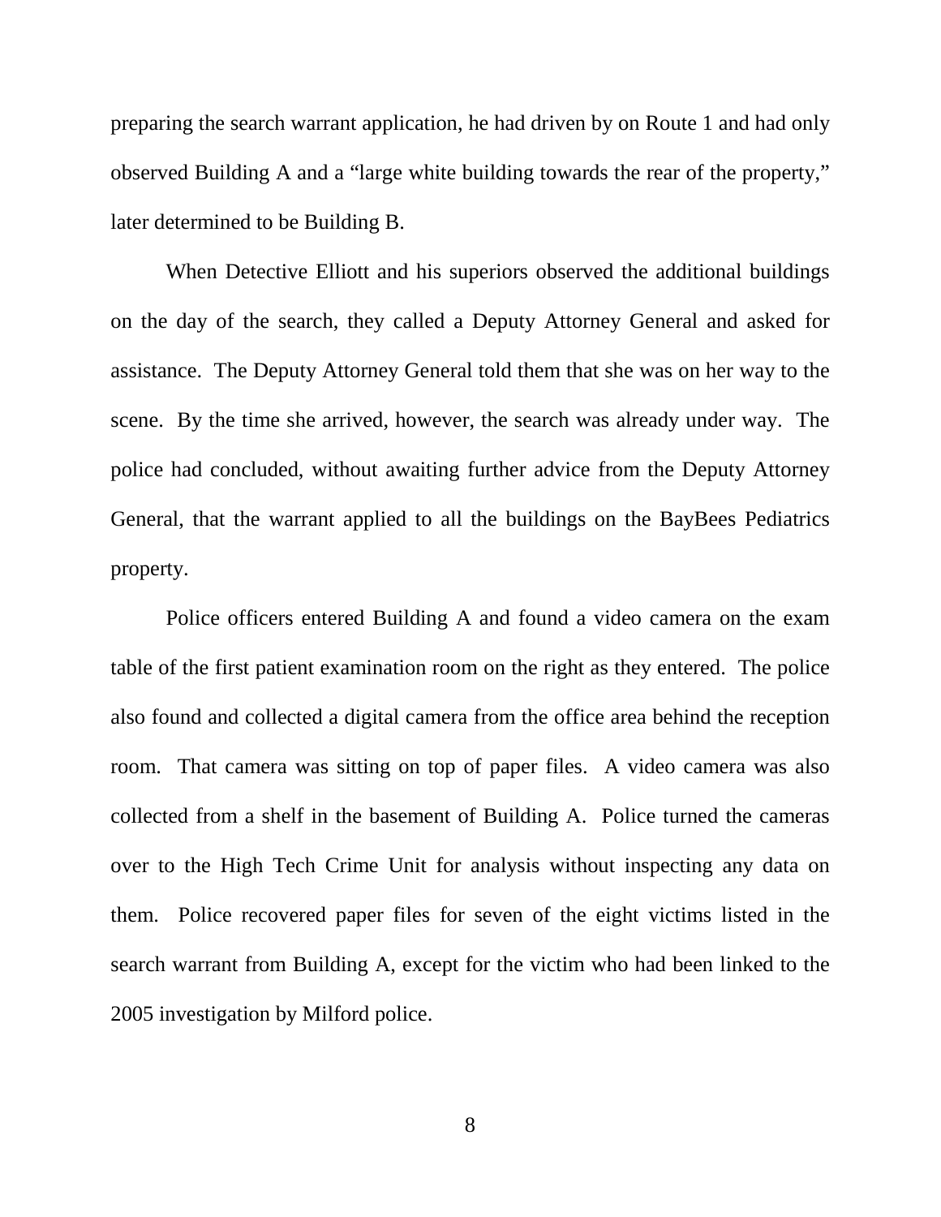preparing the search warrant application, he had driven by on Route 1 and had only observed Building A and a "large white building towards the rear of the property," later determined to be Building B.

When Detective Elliott and his superiors observed the additional buildings on the day of the search, they called a Deputy Attorney General and asked for assistance. The Deputy Attorney General told them that she was on her way to the scene. By the time she arrived, however, the search was already under way. The police had concluded, without awaiting further advice from the Deputy Attorney General, that the warrant applied to all the buildings on the BayBees Pediatrics property.

Police officers entered Building A and found a video camera on the exam table of the first patient examination room on the right as they entered. The police also found and collected a digital camera from the office area behind the reception room. That camera was sitting on top of paper files. A video camera was also collected from a shelf in the basement of Building A. Police turned the cameras over to the High Tech Crime Unit for analysis without inspecting any data on them. Police recovered paper files for seven of the eight victims listed in the search warrant from Building A, except for the victim who had been linked to the 2005 investigation by Milford police.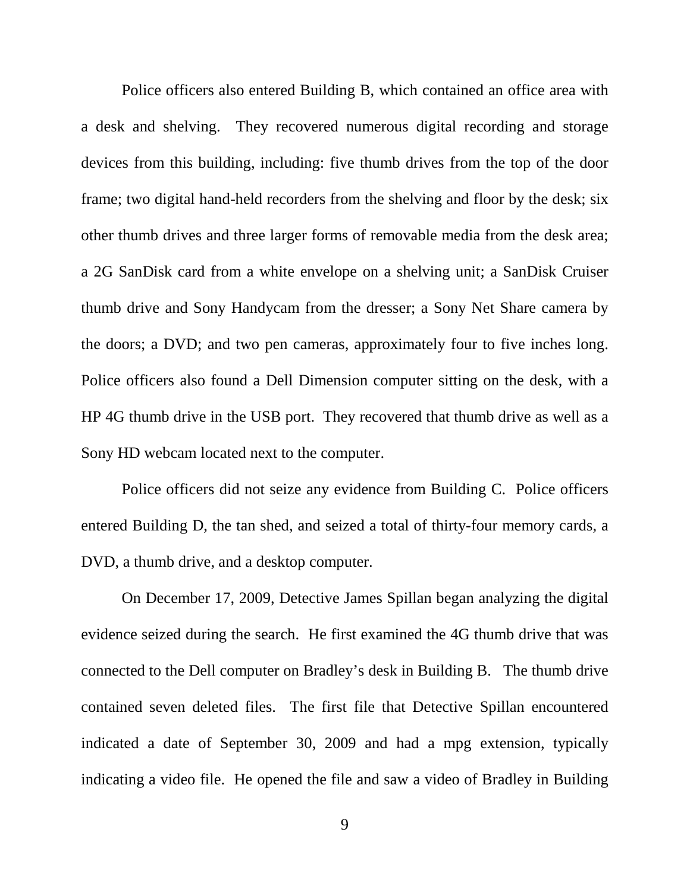Police officers also entered Building B, which contained an office area with a desk and shelving. They recovered numerous digital recording and storage devices from this building, including: five thumb drives from the top of the door frame; two digital hand-held recorders from the shelving and floor by the desk; six other thumb drives and three larger forms of removable media from the desk area; a 2G SanDisk card from a white envelope on a shelving unit; a SanDisk Cruiser thumb drive and Sony Handycam from the dresser; a Sony Net Share camera by the doors; a DVD; and two pen cameras, approximately four to five inches long. Police officers also found a Dell Dimension computer sitting on the desk, with a HP 4G thumb drive in the USB port. They recovered that thumb drive as well as a Sony HD webcam located next to the computer.

Police officers did not seize any evidence from Building C. Police officers entered Building D, the tan shed, and seized a total of thirty-four memory cards, a DVD, a thumb drive, and a desktop computer.

On December 17, 2009, Detective James Spillan began analyzing the digital evidence seized during the search. He first examined the 4G thumb drive that was connected to the Dell computer on Bradley's desk in Building B. The thumb drive contained seven deleted files. The first file that Detective Spillan encountered indicated a date of September 30, 2009 and had a mpg extension, typically indicating a video file. He opened the file and saw a video of Bradley in Building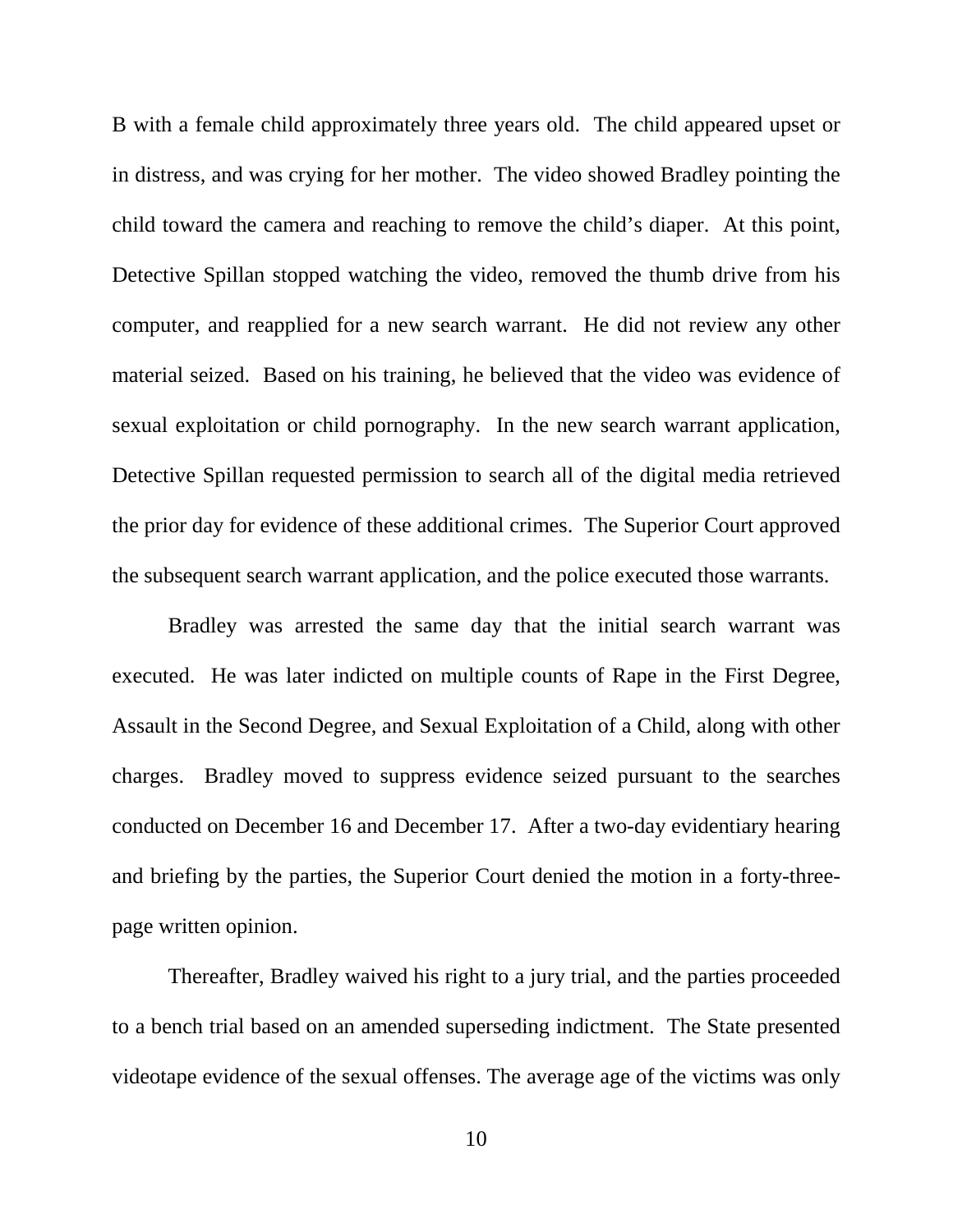B with a female child approximately three years old. The child appeared upset or in distress, and was crying for her mother. The video showed Bradley pointing the child toward the camera and reaching to remove the child's diaper. At this point, Detective Spillan stopped watching the video, removed the thumb drive from his computer, and reapplied for a new search warrant. He did not review any other material seized. Based on his training, he believed that the video was evidence of sexual exploitation or child pornography. In the new search warrant application, Detective Spillan requested permission to search all of the digital media retrieved the prior day for evidence of these additional crimes. The Superior Court approved the subsequent search warrant application, and the police executed those warrants.

Bradley was arrested the same day that the initial search warrant was executed. He was later indicted on multiple counts of Rape in the First Degree, Assault in the Second Degree, and Sexual Exploitation of a Child, along with other charges. Bradley moved to suppress evidence seized pursuant to the searches conducted on December 16 and December 17. After a two-day evidentiary hearing and briefing by the parties, the Superior Court denied the motion in a forty-three-page written opinion.

Thereafter, Bradley waived his right to a jury trial, and the parties proceeded to a bench trial based on an amended superseding indictment. The State presented videotape evidence of the sexual offenses. The average age of the victims was only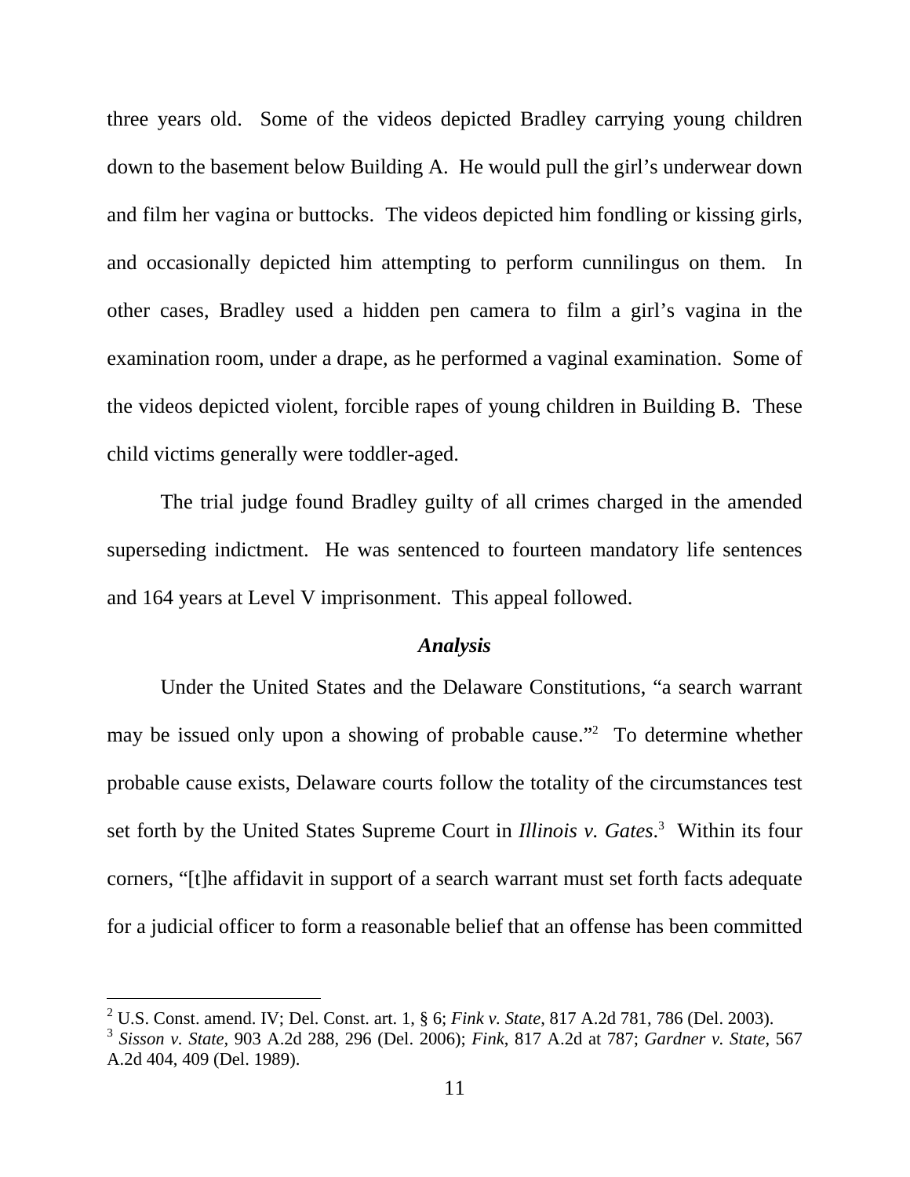three years old. Some of the videos depicted Bradley carrying young children down to the basement below Building A. He would pull the girl's underwear down and film her vagina or buttocks. The videos depicted him fondling or kissing girls, and occasionally depicted him attempting to perform cunnilingus on them. In other cases, Bradley used a hidden pen camera to film a girl's vagina in the examination room, under a drape, as he performed a vaginal examination. Some of the videos depicted violent, forcible rapes of young children in Building B. These child victims generally were toddler-aged.

The trial judge found Bradley guilty of all crimes charged in the amended superseding indictment. He was sentenced to fourteen mandatory life sentences and 164 years at Level V imprisonment. This appeal followed.

### *Analysis*

Under the United States and the Delaware Constitutions, "a search warrant may be issued only upon a showing of probable cause."[2] To determine whether probable cause exists, Delaware courts follow the totality of the circumstances test set forth by the United States Supreme Court in *Illinois v. Gates*.[3] Within its four corners, "[t]he affidavit in support of a search warrant must set forth facts adequate for a judicial officer to form a reasonable belief that an offense has been committed

---

[2] U.S. Const. amend. IV; Del. Const. art. 1, § 6; *Fink v. State*, 817 A.2d 781, 786 (Del. 2003).

[3] *Sisson v. State*, 903 A.2d 288, 296 (Del. 2006); *Fink*, 817 A.2d at 787; *Gardner v. State*, 567 A.2d 404, 409 (Del. 1989).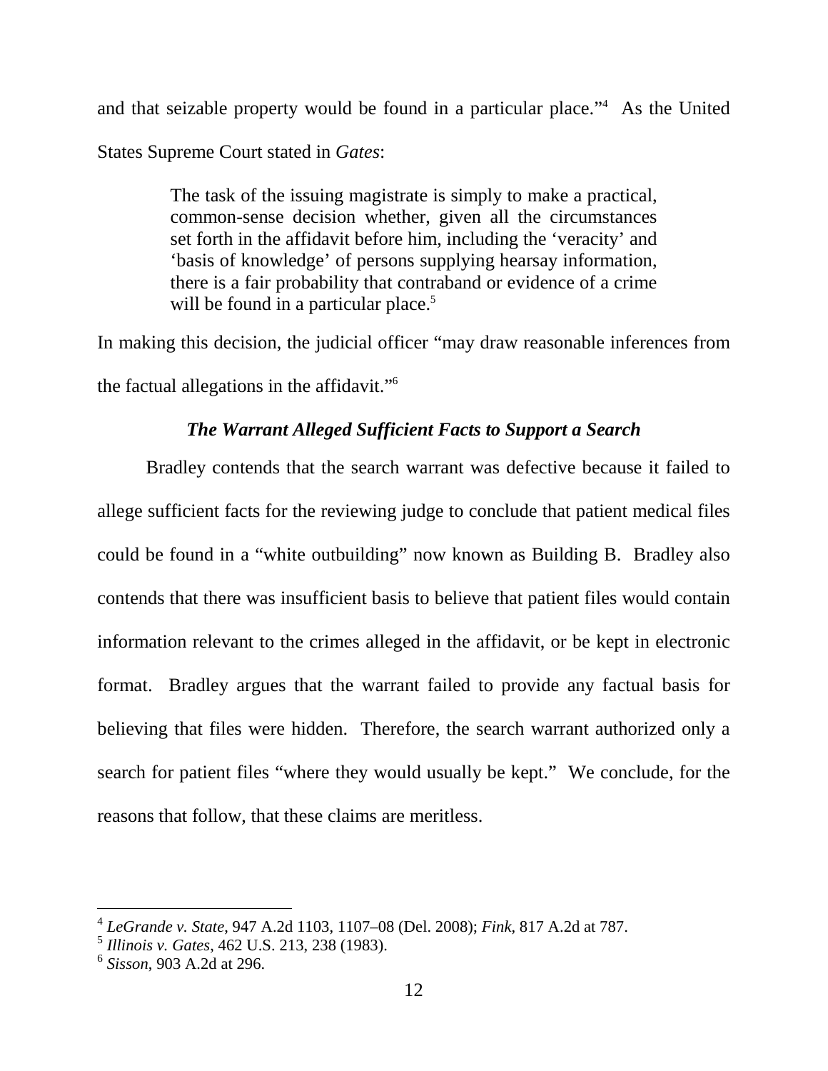and that seizable property would be found in a particular place."[4] As the United States Supreme Court stated in *Gates*:

> The task of the issuing magistrate is simply to make a practical, common-sense decision whether, given all the circumstances set forth in the affidavit before him, including the 'veracity' and 'basis of knowledge' of persons supplying hearsay information, there is a fair probability that contraband or evidence of a crime will be found in a particular place.[5]

In making this decision, the judicial officer "may draw reasonable inferences from the factual allegations in the affidavit."[6]

### *The Warrant Alleged Sufficient Facts to Support a Search*

Bradley contends that the search warrant was defective because it failed to allege sufficient facts for the reviewing judge to conclude that patient medical files could be found in a "white outbuilding" now known as Building B. Bradley also contends that there was insufficient basis to believe that patient files would contain information relevant to the crimes alleged in the affidavit, or be kept in electronic format. Bradley argues that the warrant failed to provide any factual basis for believing that files were hidden. Therefore, the search warrant authorized only a search for patient files "where they would usually be kept." We conclude, for the reasons that follow, that these claims are meritless.

---

[4] *LeGrande v. State*, 947 A.2d 1103, 1107–08 (Del. 2008); *Fink*, 817 A.2d at 787.

[5] *Illinois v. Gates*, 462 U.S. 213, 238 (1983).

[6] *Sisson*, 903 A.2d at 296.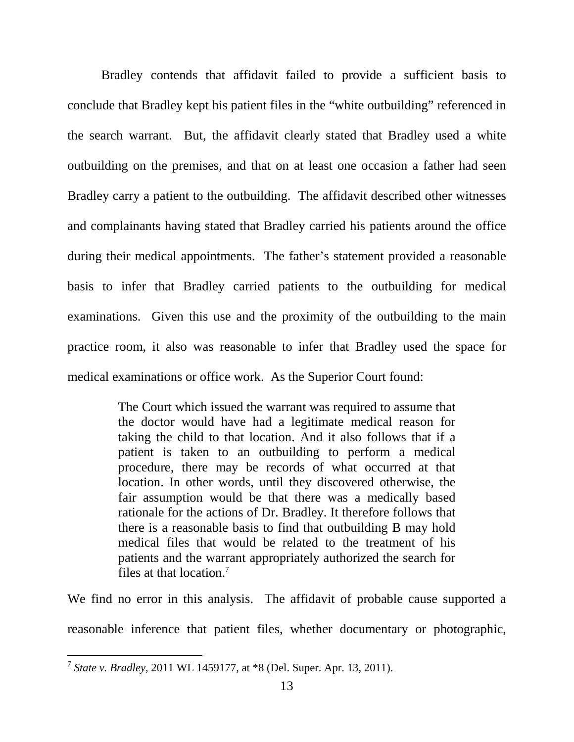Bradley contends that affidavit failed to provide a sufficient basis to conclude that Bradley kept his patient files in the "white outbuilding" referenced in the search warrant. But, the affidavit clearly stated that Bradley used a white outbuilding on the premises, and that on at least one occasion a father had seen Bradley carry a patient to the outbuilding. The affidavit described other witnesses and complainants having stated that Bradley carried his patients around the office during their medical appointments. The father's statement provided a reasonable basis to infer that Bradley carried patients to the outbuilding for medical examinations. Given this use and the proximity of the outbuilding to the main practice room, it also was reasonable to infer that Bradley used the space for medical examinations or office work. As the Superior Court found:

> The Court which issued the warrant was required to assume that the doctor would have had a legitimate medical reason for taking the child to that location. And it also follows that if a patient is taken to an outbuilding to perform a medical procedure, there may be records of what occurred at that location. In other words, until they discovered otherwise, the fair assumption would be that there was a medically based rationale for the actions of Dr. Bradley. It therefore follows that there is a reasonable basis to find that outbuilding B may hold medical files that would be related to the treatment of his patients and the warrant appropriately authorized the search for files at that location.[7]

We find no error in this analysis. The affidavit of probable cause supported a reasonable inference that patient files, whether documentary or photographic,

[7] *State v. Bradley*, 2011 WL 1459177, at *8 (Del. Super. Apr. 13, 2011).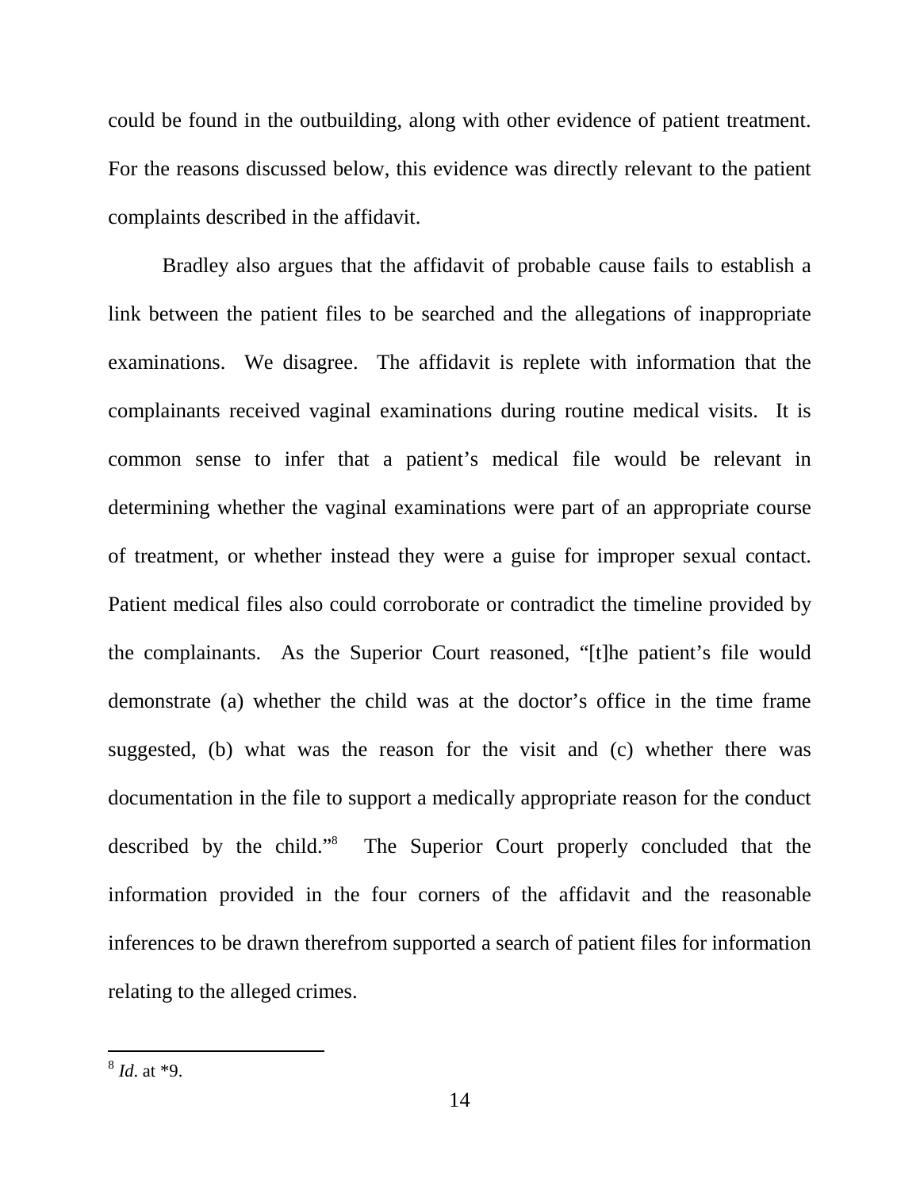could be found in the outbuilding, along with other evidence of patient treatment. For the reasons discussed below, this evidence was directly relevant to the patient complaints described in the affidavit.

Bradley also argues that the affidavit of probable cause fails to establish a link between the patient files to be searched and the allegations of inappropriate examinations. We disagree. The affidavit is replete with information that the complainants received vaginal examinations during routine medical visits. It is common sense to infer that a patient's medical file would be relevant in determining whether the vaginal examinations were part of an appropriate course of treatment, or whether instead they were a guise for improper sexual contact. Patient medical files also could corroborate or contradict the timeline provided by the complainants. As the Superior Court reasoned, "[t]he patient's file would demonstrate (a) whether the child was at the doctor's office in the time frame suggested, (b) what was the reason for the visit and (c) whether there was documentation in the file to support a medically appropriate reason for the conduct described by the child."[8] The Superior Court properly concluded that the information provided in the four corners of the affidavit and the reasonable inferences to be drawn therefrom supported a search of patient files for information relating to the alleged crimes.

---

[8] *Id*. at *9.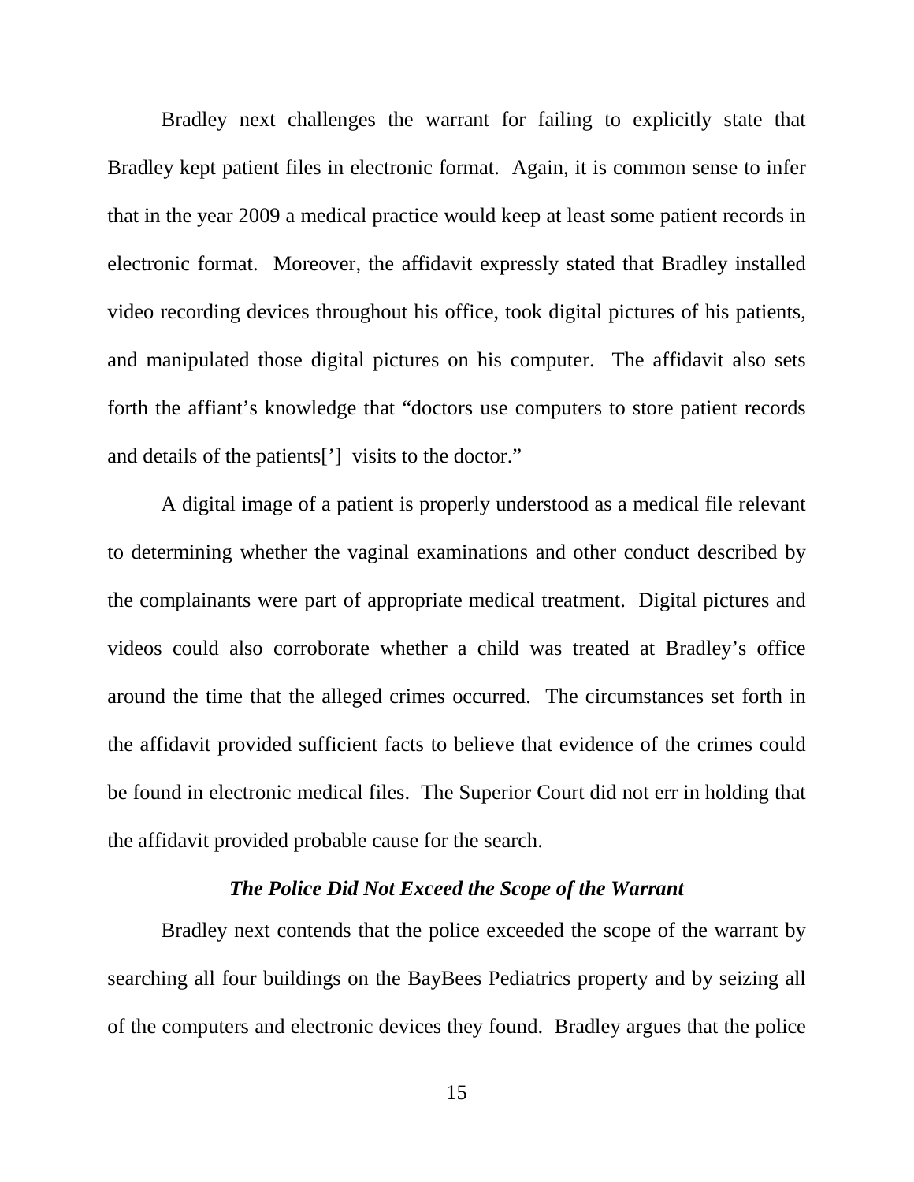Bradley next challenges the warrant for failing to explicitly state that Bradley kept patient files in electronic format. Again, it is common sense to infer that in the year 2009 a medical practice would keep at least some patient records in electronic format. Moreover, the affidavit expressly stated that Bradley installed video recording devices throughout his office, took digital pictures of his patients, and manipulated those digital pictures on his computer. The affidavit also sets forth the affiant's knowledge that "doctors use computers to store patient records and details of the patients['] visits to the doctor."

A digital image of a patient is properly understood as a medical file relevant to determining whether the vaginal examinations and other conduct described by the complainants were part of appropriate medical treatment. Digital pictures and videos could also corroborate whether a child was treated at Bradley's office around the time that the alleged crimes occurred. The circumstances set forth in the affidavit provided sufficient facts to believe that evidence of the crimes could be found in electronic medical files. The Superior Court did not err in holding that the affidavit provided probable cause for the search.

***The Police Did Not Exceed the Scope of the Warrant***

Bradley next contends that the police exceeded the scope of the warrant by searching all four buildings on the BayBees Pediatrics property and by seizing all of the computers and electronic devices they found. Bradley argues that the police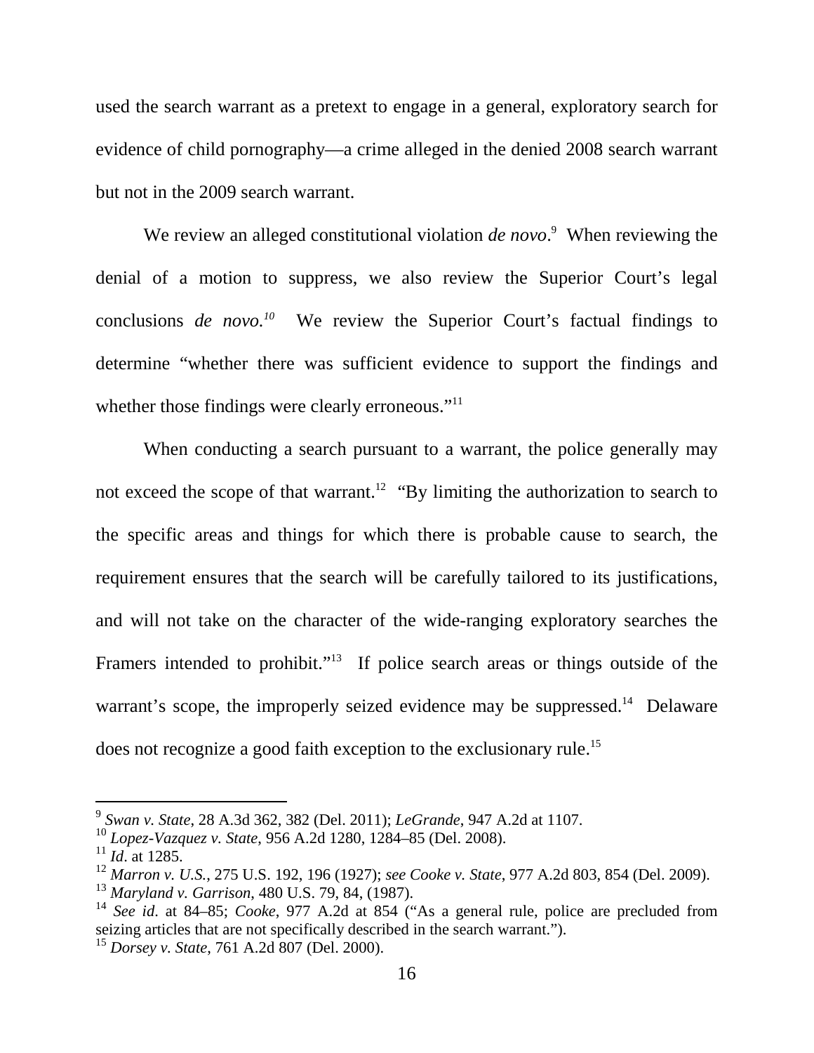used the search warrant as a pretext to engage in a general, exploratory search for evidence of child pornography—a crime alleged in the denied 2008 search warrant but not in the 2009 search warrant.

We review an alleged constitutional violation *de novo*.[9] When reviewing the denial of a motion to suppress, we also review the Superior Court's legal conclusions *de novo.*[10] We review the Superior Court's factual findings to determine "whether there was sufficient evidence to support the findings and whether those findings were clearly erroneous."[11]

When conducting a search pursuant to a warrant, the police generally may not exceed the scope of that warrant.[12] "By limiting the authorization to search to the specific areas and things for which there is probable cause to search, the requirement ensures that the search will be carefully tailored to its justifications, and will not take on the character of the wide-ranging exploratory searches the Framers intended to prohibit."[13] If police search areas or things outside of the warrant's scope, the improperly seized evidence may be suppressed.[14] Delaware does not recognize a good faith exception to the exclusionary rule.[15]

---

[9] *Swan v. State*, 28 A.3d 362, 382 (Del. 2011); *LeGrande*, 947 A.2d at 1107.

[10] *Lopez-Vazquez v. State*, 956 A.2d 1280, 1284–85 (Del. 2008).

[11] *Id*. at 1285.

[12] *Marron v. U.S.*, 275 U.S. 192, 196 (1927); *see Cooke v. State*, 977 A.2d 803, 854 (Del. 2009).

[13] *Maryland v. Garrison*, 480 U.S. 79, 84, (1987).

[14] *See id*. at 84–85; *Cooke*, 977 A.2d at 854 ("As a general rule, police are precluded from seizing articles that are not specifically described in the search warrant.").

[15] *Dorsey v. State*, 761 A.2d 807 (Del. 2000).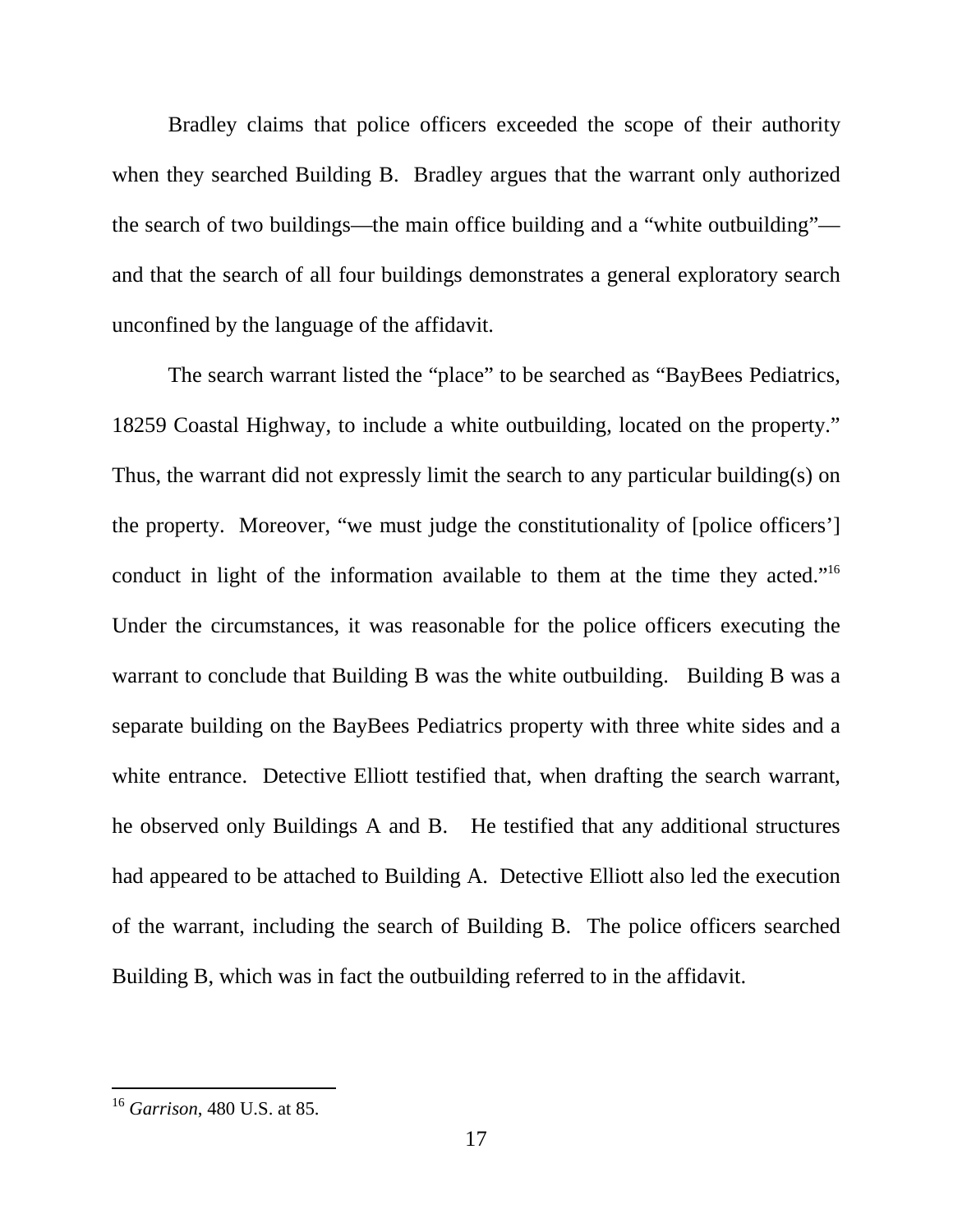Bradley claims that police officers exceeded the scope of their authority when they searched Building B. Bradley argues that the warrant only authorized the search of two buildings—the main office building and a "white outbuilding"—and that the search of all four buildings demonstrates a general exploratory search unconfined by the language of the affidavit.

The search warrant listed the "place" to be searched as "BayBees Pediatrics, 18259 Coastal Highway, to include a white outbuilding, located on the property." Thus, the warrant did not expressly limit the search to any particular building(s) on the property. Moreover, "we must judge the constitutionality of [police officers'] conduct in light of the information available to them at the time they acted."[16] Under the circumstances, it was reasonable for the police officers executing the warrant to conclude that Building B was the white outbuilding. Building B was a separate building on the BayBees Pediatrics property with three white sides and a white entrance. Detective Elliott testified that, when drafting the search warrant, he observed only Buildings A and B. He testified that any additional structures had appeared to be attached to Building A. Detective Elliott also led the execution of the warrant, including the search of Building B. The police officers searched Building B, which was in fact the outbuilding referred to in the affidavit.

---

[16] *Garrison*, 480 U.S. at 85.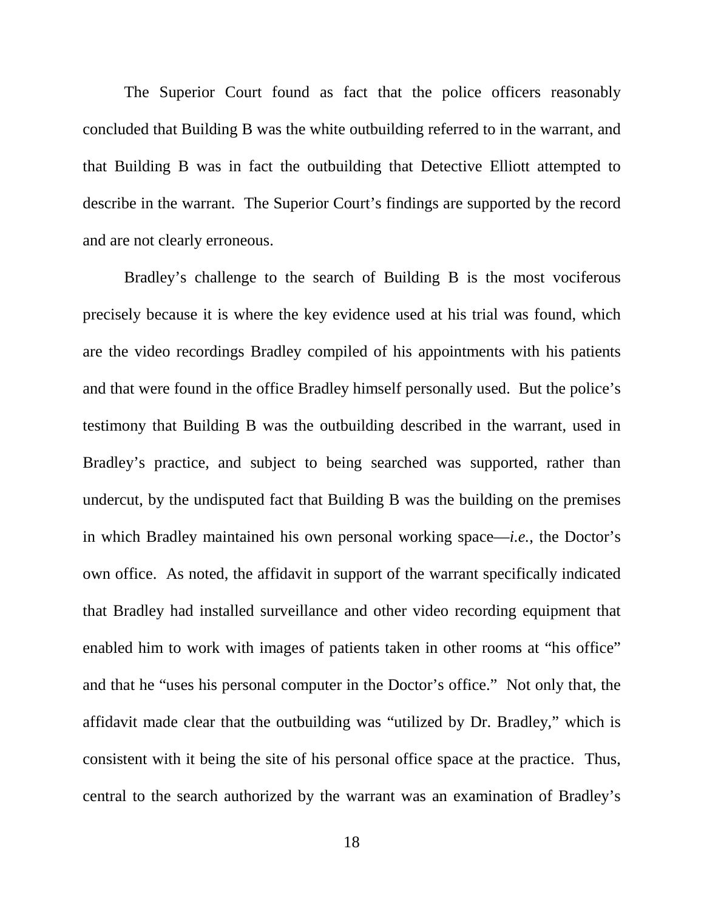The Superior Court found as fact that the police officers reasonably concluded that Building B was the white outbuilding referred to in the warrant, and that Building B was in fact the outbuilding that Detective Elliott attempted to describe in the warrant. The Superior Court's findings are supported by the record and are not clearly erroneous.

Bradley's challenge to the search of Building B is the most vociferous precisely because it is where the key evidence used at his trial was found, which are the video recordings Bradley compiled of his appointments with his patients and that were found in the office Bradley himself personally used. But the police's testimony that Building B was the outbuilding described in the warrant, used in Bradley's practice, and subject to being searched was supported, rather than undercut, by the undisputed fact that Building B was the building on the premises in which Bradley maintained his own personal working space—*i.e.*, the Doctor's own office. As noted, the affidavit in support of the warrant specifically indicated that Bradley had installed surveillance and other video recording equipment that enabled him to work with images of patients taken in other rooms at "his office" and that he "uses his personal computer in the Doctor's office." Not only that, the affidavit made clear that the outbuilding was "utilized by Dr. Bradley," which is consistent with it being the site of his personal office space at the practice. Thus, central to the search authorized by the warrant was an examination of Bradley's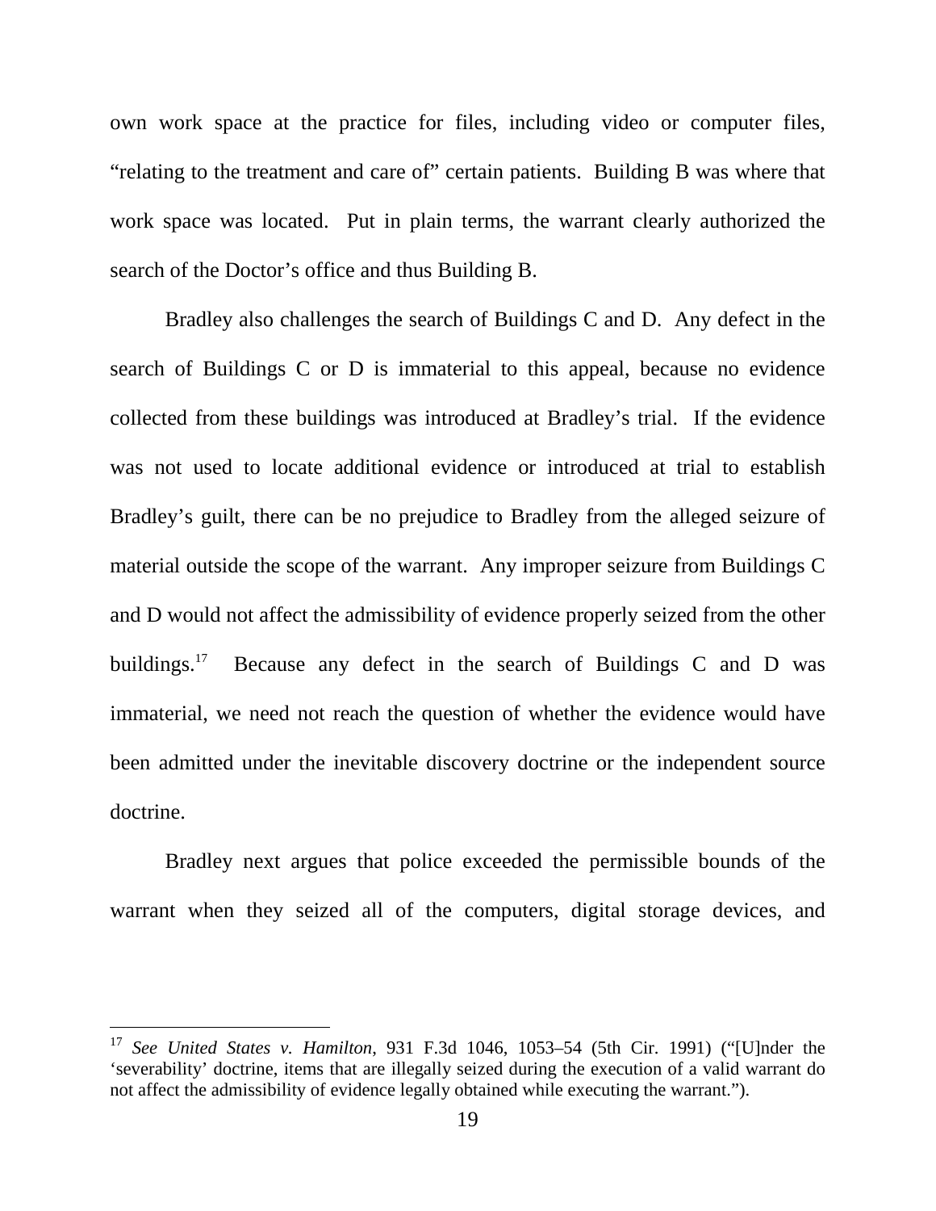own work space at the practice for files, including video or computer files, "relating to the treatment and care of" certain patients. Building B was where that work space was located. Put in plain terms, the warrant clearly authorized the search of the Doctor's office and thus Building B.

Bradley also challenges the search of Buildings C and D. Any defect in the search of Buildings C or D is immaterial to this appeal, because no evidence collected from these buildings was introduced at Bradley's trial. If the evidence was not used to locate additional evidence or introduced at trial to establish Bradley's guilt, there can be no prejudice to Bradley from the alleged seizure of material outside the scope of the warrant. Any improper seizure from Buildings C and D would not affect the admissibility of evidence properly seized from the other buildings.[17] Because any defect in the search of Buildings C and D was immaterial, we need not reach the question of whether the evidence would have been admitted under the inevitable discovery doctrine or the independent source doctrine.

Bradley next argues that police exceeded the permissible bounds of the warrant when they seized all of the computers, digital storage devices, and

---

[17] *See United States v. Hamilton*, 931 F.3d 1046, 1053–54 (5th Cir. 1991) ("[U]nder the 'severability' doctrine, items that are illegally seized during the execution of a valid warrant do not affect the admissibility of evidence legally obtained while executing the warrant.").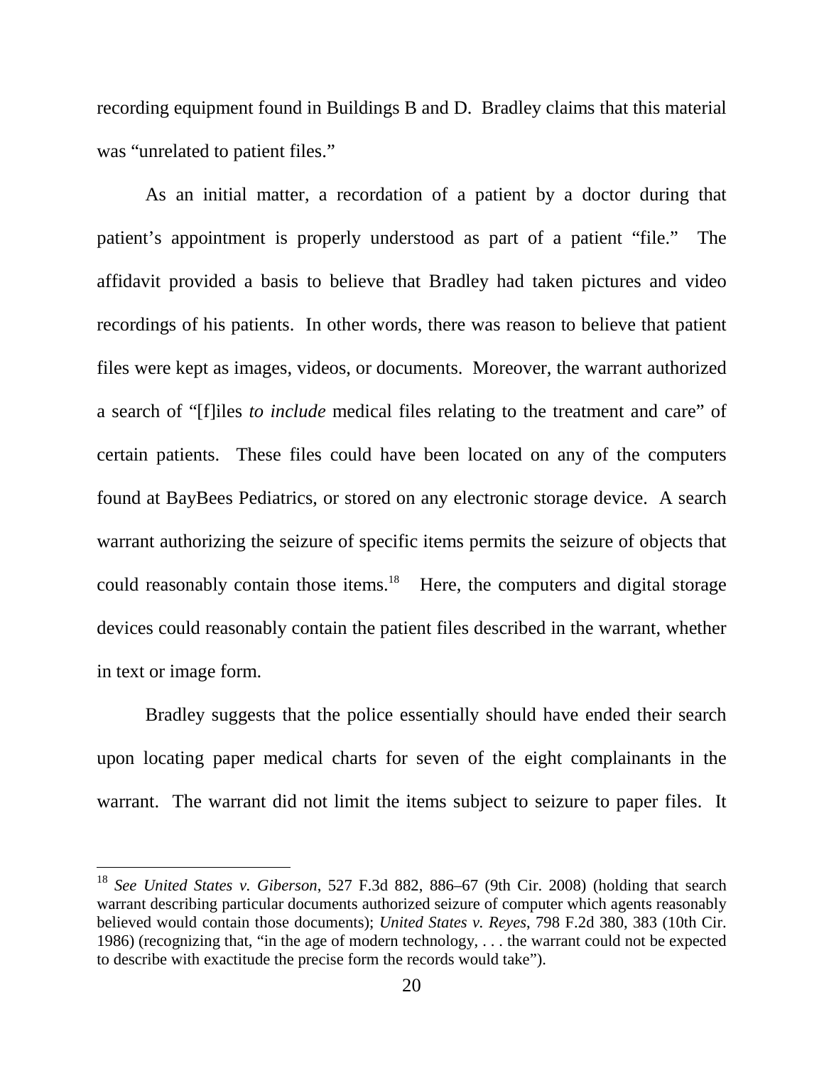recording equipment found in Buildings B and D. Bradley claims that this material was "unrelated to patient files."

As an initial matter, a recordation of a patient by a doctor during that patient's appointment is properly understood as part of a patient "file." The affidavit provided a basis to believe that Bradley had taken pictures and video recordings of his patients. In other words, there was reason to believe that patient files were kept as images, videos, or documents. Moreover, the warrant authorized a search of "[f]iles *to include* medical files relating to the treatment and care" of certain patients. These files could have been located on any of the computers found at BayBees Pediatrics, or stored on any electronic storage device. A search warrant authorizing the seizure of specific items permits the seizure of objects that could reasonably contain those items.[18] Here, the computers and digital storage devices could reasonably contain the patient files described in the warrant, whether in text or image form.

Bradley suggests that the police essentially should have ended their search upon locating paper medical charts for seven of the eight complainants in the warrant. The warrant did not limit the items subject to seizure to paper files. It

---

[18] *See United States v. Giberson*, 527 F.3d 882, 886–67 (9th Cir. 2008) (holding that search warrant describing particular documents authorized seizure of computer which agents reasonably believed would contain those documents); *United States v. Reyes*, 798 F.2d 380, 383 (10th Cir. 1986) (recognizing that, "in the age of modern technology, . . . the warrant could not be expected to describe with exactitude the precise form the records would take").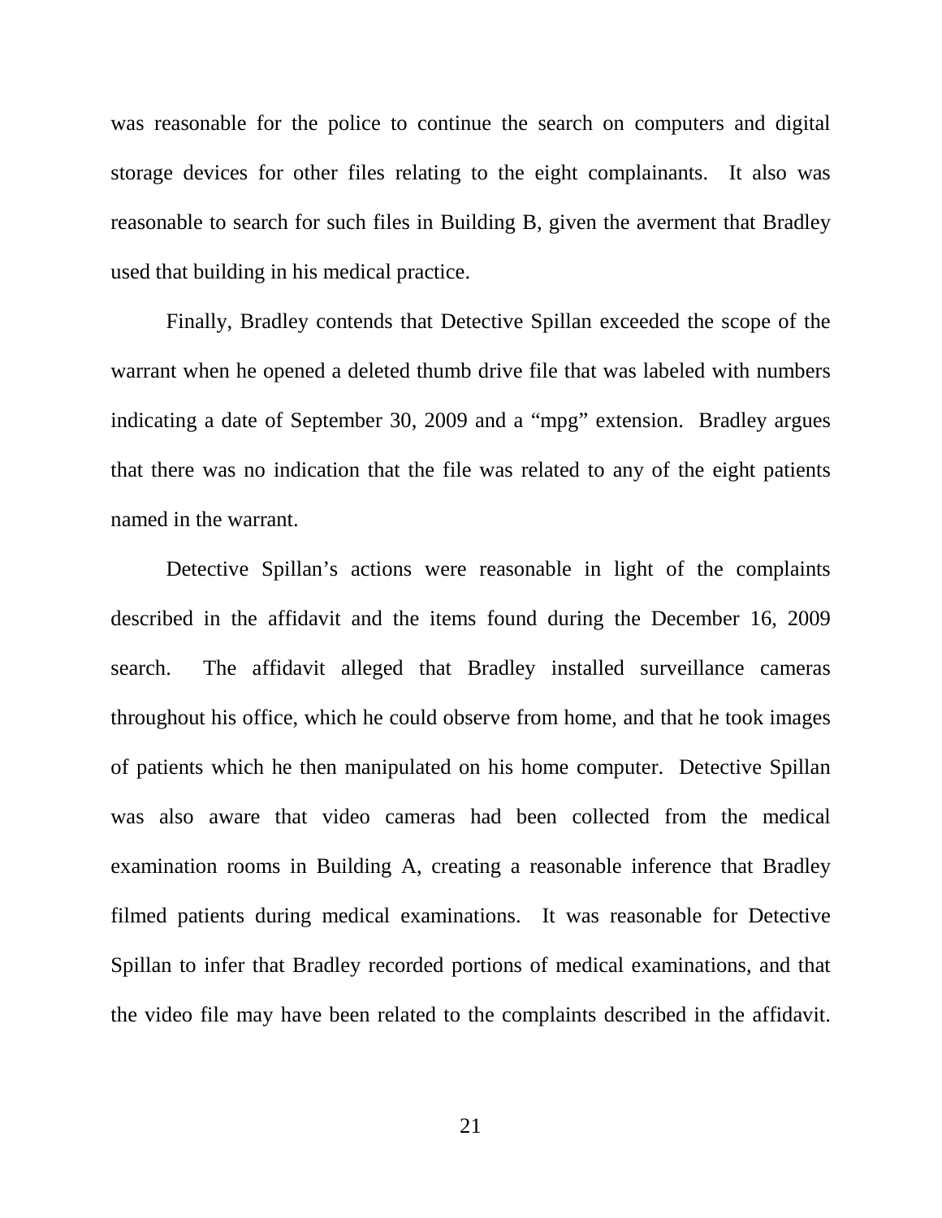was reasonable for the police to continue the search on computers and digital storage devices for other files relating to the eight complainants. It also was reasonable to search for such files in Building B, given the averment that Bradley used that building in his medical practice.

Finally, Bradley contends that Detective Spillan exceeded the scope of the warrant when he opened a deleted thumb drive file that was labeled with numbers indicating a date of September 30, 2009 and a "mpg" extension. Bradley argues that there was no indication that the file was related to any of the eight patients named in the warrant.

Detective Spillan's actions were reasonable in light of the complaints described in the affidavit and the items found during the December 16, 2009 search. The affidavit alleged that Bradley installed surveillance cameras throughout his office, which he could observe from home, and that he took images of patients which he then manipulated on his home computer. Detective Spillan was also aware that video cameras had been collected from the medical examination rooms in Building A, creating a reasonable inference that Bradley filmed patients during medical examinations. It was reasonable for Detective Spillan to infer that Bradley recorded portions of medical examinations, and that the video file may have been related to the complaints described in the affidavit.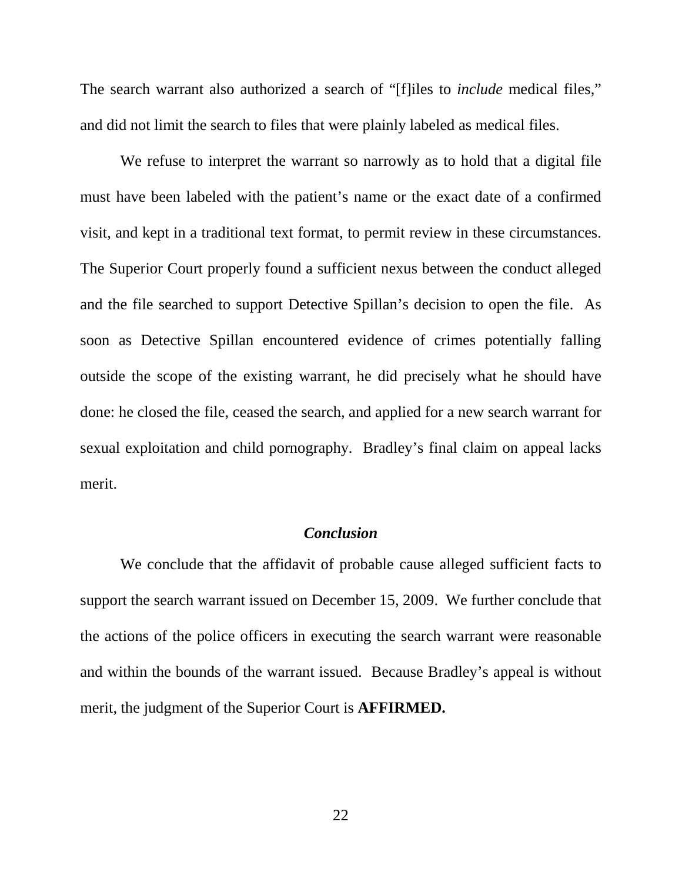The search warrant also authorized a search of "[f]iles to *include* medical files," and did not limit the search to files that were plainly labeled as medical files.

We refuse to interpret the warrant so narrowly as to hold that a digital file must have been labeled with the patient's name or the exact date of a confirmed visit, and kept in a traditional text format, to permit review in these circumstances. The Superior Court properly found a sufficient nexus between the conduct alleged and the file searched to support Detective Spillan's decision to open the file. As soon as Detective Spillan encountered evidence of crimes potentially falling outside the scope of the existing warrant, he did precisely what he should have done: he closed the file, ceased the search, and applied for a new search warrant for sexual exploitation and child pornography. Bradley's final claim on appeal lacks merit.

## *Conclusion*

We conclude that the affidavit of probable cause alleged sufficient facts to support the search warrant issued on December 15, 2009. We further conclude that the actions of the police officers in executing the search warrant were reasonable and within the bounds of the warrant issued. Because Bradley's appeal is without merit, the judgment of the Superior Court is **AFFIRMED.**